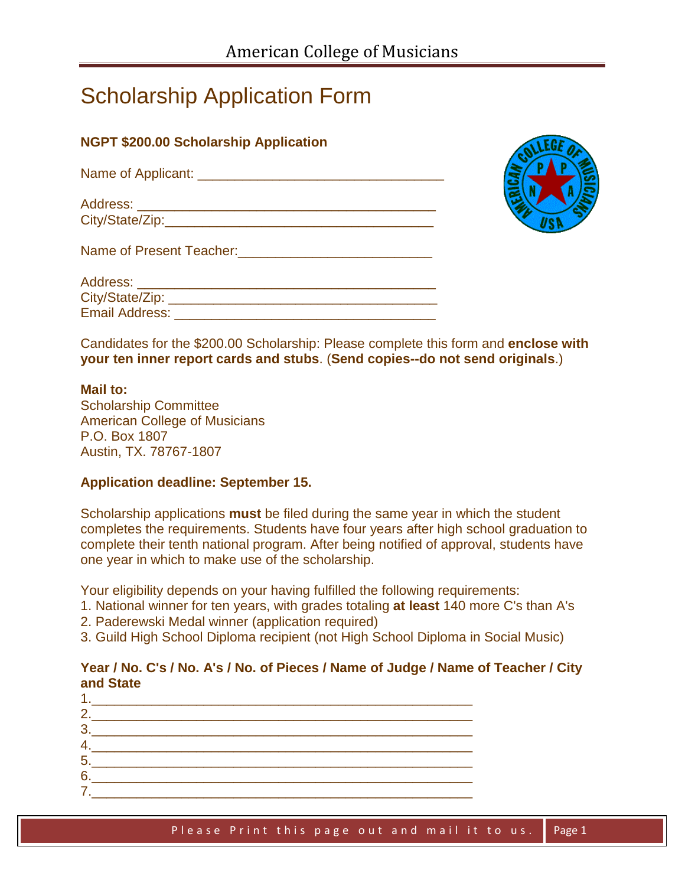# Scholarship Application Form

**NGPT $200.00 Scholarship Application**

Name of Applicant: ________________________________

Address: ________________________________________
City/State/Zip:____________________________________

Name of Present Teacher:__________________________

Address: ________________________________________
City/State/Zip: ___________________________________
Email Address: ___________________________________

Candidates for the $200.00 Scholarship: Please complete this form and **enclose with your ten inner report cards and stubs**. (**Send copies--do not send originals**.)

**Mail to:**
Scholarship Committee
American College of Musicians
P.O. Box 1807
Austin, TX. 78767-1807

**Application deadline: September 15.**

Scholarship applications **must** be filed during the same year in which the student completes the requirements. Students have four years after high school graduation to complete their tenth national program. After being notified of approval, students have one year in which to make use of the scholarship.

Your eligibility depends on your having fulfilled the following requirements:
1. National winner for ten years, with grades totaling **at least** 140 more C's than A's
2. Paderewski Medal winner (application required)
3. Guild High School Diploma recipient (not High School Diploma in Social Music)

**Year / No. C's / No. A's / No. of Pieces / Name of Judge / Name of Teacher / City and State**

1.________________________________________________
2.________________________________________________
3.________________________________________________
4.________________________________________________
5.________________________________________________
6.________________________________________________
7.________________________________________________

Please Print this page out and mail it to us.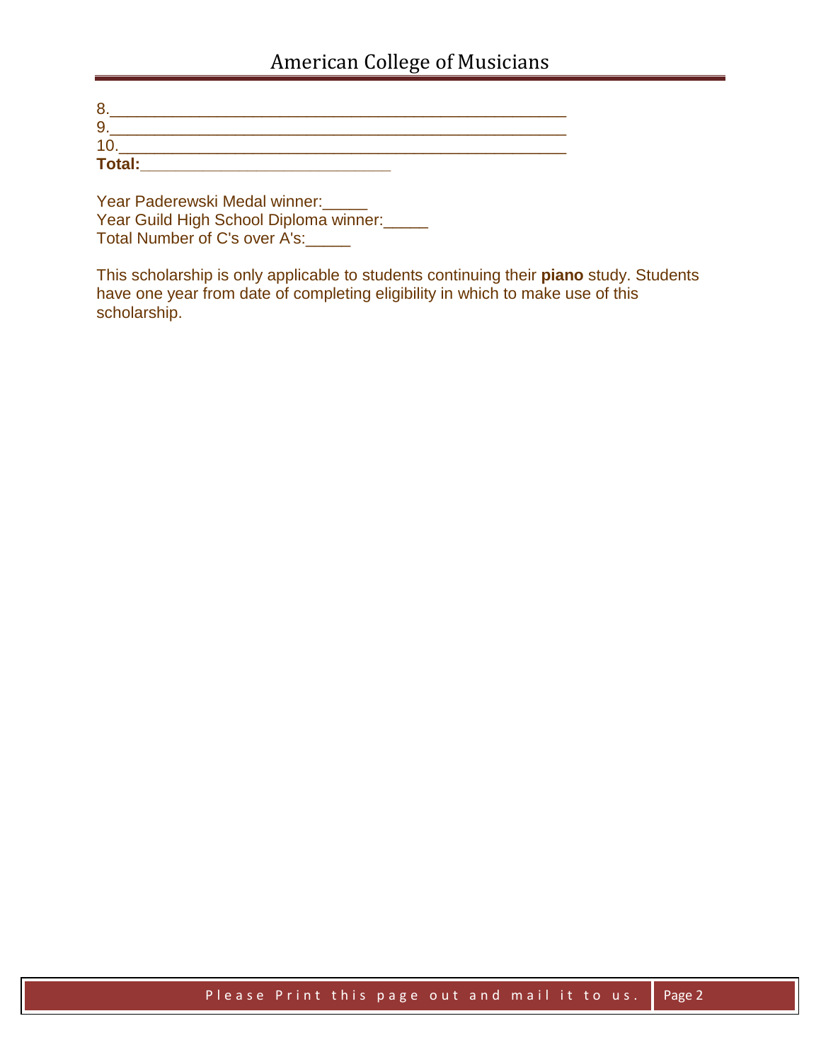8.______________________________________________________
9.______________________________________________________
10._____________________________________________________
**Total:**______________________________

Year Paderewski Medal winner:_____
Year Guild High School Diploma winner:_____
Total Number of C's over A's:_____

This scholarship is only applicable to students continuing their **piano** study. Students have one year from date of completing eligibility in which to make use of this scholarship.

Please Print this page out and mail it to us.